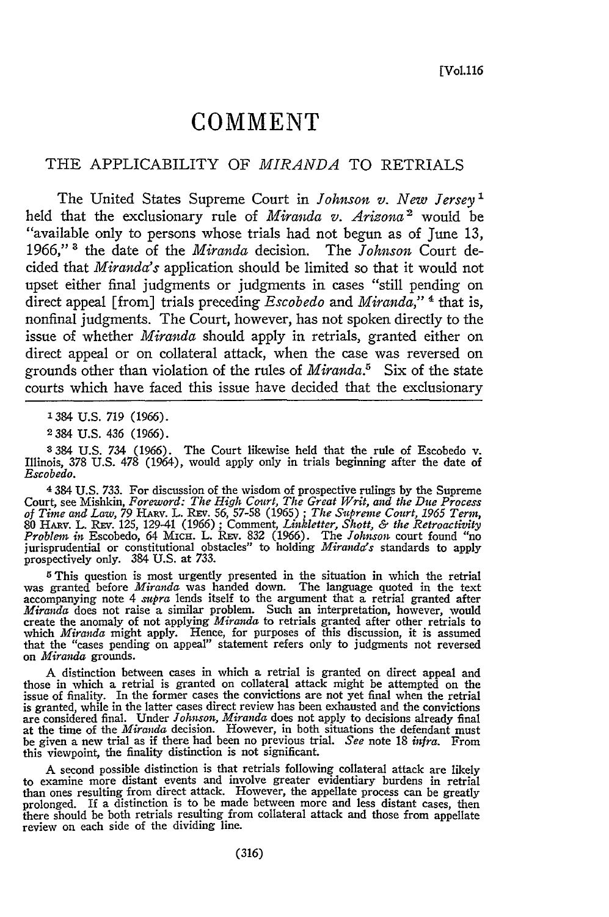# COMMENT

## THE APPLICABILITY OF *MIRANDA* TO RETRIALS

The United States Supreme Court in *Johnson v. New Jersey*[1] held that the exclusionary rule of *Miranda v. Arizona*[2] would be "available only to persons whose trials had not begun as of June 13, 1966,"[3] the date of the *Miranda* decision. The *Johnson* Court decided that *Miranda's* application should be limited so that it would not upset either final judgments or judgments in cases "still pending on direct appeal [from] trials preceding *Escobedo* and *Miranda*,"[4] that is, nonfinal judgments. The Court, however, has not spoken directly to the issue of whether *Miranda* should apply in retrials, granted either on direct appeal or on collateral attack, when the case was reversed on grounds other than violation of the rules of *Miranda*.[5] Six of the state courts which have faced this issue have decided that the exclusionary

---

[1] 384 U.S. 719 (1966).

[2] 384 U.S. 436 (1966).

[3] 384 U.S. 734 (1966). The Court likewise held that the rule of Escobedo v. Illinois, 378 U.S. 478 (1964), would apply only in trials beginning after the date of *Escobedo*.

[4] 384 U.S. 733. For discussion of the wisdom of prospective rulings by the Supreme Court, see Mishkin, *Foreword: The High Court, The Great Writ, and the Due Process of Time and Law*, 79 HARV. L. REV. 56, 57-58 (1965); *The Supreme Court, 1965 Term*, 80 HARV. L. REV. 125, 129-41 (1966); Comment, *Linkletter, Shott, & the Retroactivity Problem in* Escobedo, 64 MICH. L. REV. 832 (1966). The *Johnson* court found "no jurisprudential or constitutional obstacles" to holding *Miranda's* standards to apply prospectively only. 384 U.S. at 733.

[5] This question is most urgently presented in the situation in which the retrial was granted before *Miranda* was handed down. The language quoted in the text accompanying note 4 *supra* lends itself to the argument that a retrial granted after *Miranda* does not raise a similar problem. Such an interpretation, however, would create the anomaly of not applying *Miranda* to retrials granted after other retrials to which *Miranda* might apply. Hence, for purposes of this discussion, it is assumed that the "cases pending on appeal" statement refers only to judgments not reversed on *Miranda* grounds.

A distinction between cases in which a retrial is granted on direct appeal and those in which a retrial is granted on collateral attack might be attempted on the issue of finality. In the former cases the convictions are not yet final when the retrial is granted, while in the latter cases direct review has been exhausted and the convictions are considered final. Under *Johnson*, *Miranda* does not apply to decisions already final at the time of the *Miranda* decision. However, in both situations the defendant must be given a new trial as if there had been no previous trial. *See* note 18 *infra*. From this viewpoint, the finality distinction is not significant.

A second possible distinction is that retrials following collateral attack are likely to examine more distant events and involve greater evidentiary burdens in retrial than ones resulting from direct attack. However, the appellate process can be greatly prolonged. If a distinction is to be made between more and less distant cases, then there should be both retrials resulting from collateral attack and those from appellate review on each side of the dividing line.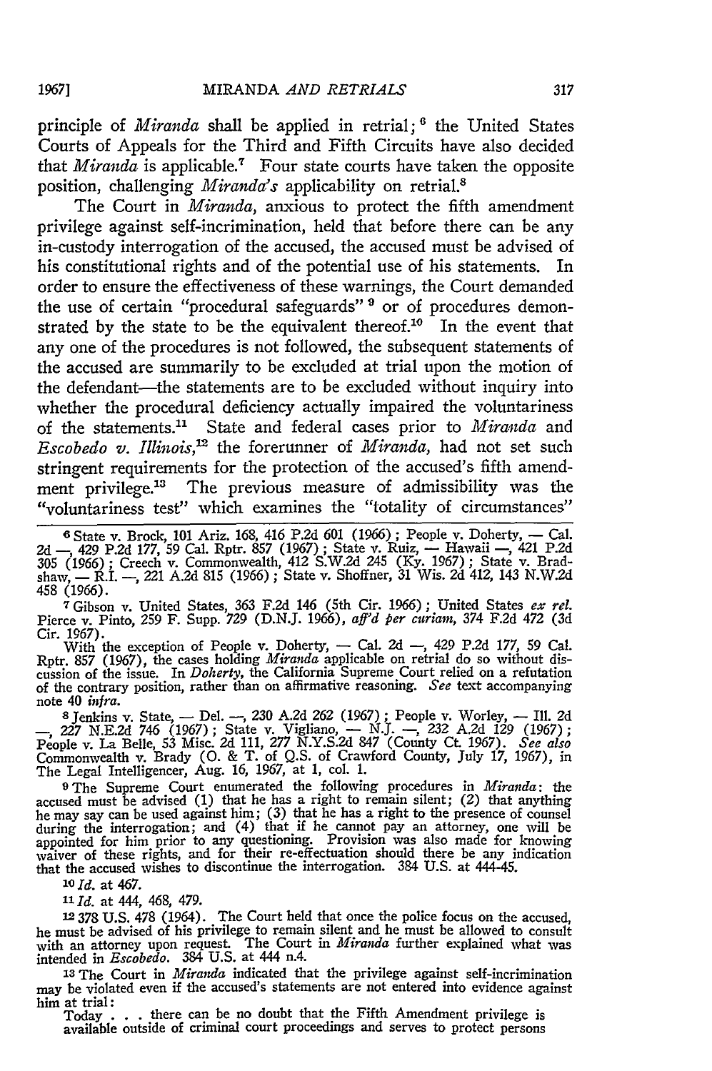principle of *Miranda* shall be applied in retrial;[6] the United States Courts of Appeals for the Third and Fifth Circuits have also decided that *Miranda* is applicable.[7] Four state courts have taken the opposite position, challenging *Miranda's* applicability on retrial.[8]

The Court in *Miranda*, anxious to protect the fifth amendment privilege against self-incrimination, held that before there can be any in-custody interrogation of the accused, the accused must be advised of his constitutional rights and of the potential use of his statements. In order to ensure the effectiveness of these warnings, the Court demanded the use of certain "procedural safeguards"[9] or of procedures demonstrated by the state to be the equivalent thereof.[10] In the event that any one of the procedures is not followed, the subsequent statements of the accused are summarily to be excluded at trial upon the motion of the defendant—the statements are to be excluded without inquiry into whether the procedural deficiency actually impaired the voluntariness of the statements.[11] State and federal cases prior to *Miranda* and *Escobedo v. Illinois*,[12] the forerunner of *Miranda*, had not set such stringent requirements for the protection of the accused's fifth amendment privilege.[13] The previous measure of admissibility was the "voluntariness test" which examines the "totality of circumstances"

---

[6] State v. Brock, 101 Ariz. 168, 416 P.2d 601 (1966); People v. Doherty, — Cal. 2d —, 429 P.2d 177, 59 Cal. Rptr. 857 (1967); State v. Ruiz, — Hawaii —, 421 P.2d 305 (1966); Creech v. Commonwealth, 412 S.W.2d 245 (Ky. 1967); State v. Bradshaw, — R.I. —, 221 A.2d 815 (1966); State v. Shoffner, 31 Wis. 2d 412, 143 N.W.2d 458 (1966).

[7] Gibson v. United States, 363 F.2d 146 (5th Cir. 1966); United States *ex rel.* Pierce v. Pinto, 259 F. Supp. 729 (D.N.J. 1966), *aff'd per curiam*, 374 F.2d 472 (3d Cir. 1967).

With the exception of People v. Doherty, — Cal. 2d —, 429 P.2d 177, 59 Cal. Rptr. 857 (1967), the cases holding *Miranda* applicable on retrial do so without discussion of the issue. In *Doherty*, the California Supreme Court relied on a refutation of the contrary position, rather than on affirmative reasoning. *See* text accompanying note 40 *infra*.

[8] Jenkins v. State, — Del. —, 230 A.2d 262 (1967); People v. Worley, — Ill. 2d —, 227 N.E.2d 746 (1967); State v. Vigliano, — N.J. —, 232 A.2d 129 (1967); People v. La Belle, 53 Misc. 2d 111, 277 N.Y.S.2d 847 (County Ct. 1967). *See also* Commonwealth v. Brady (O. & T. of Q.S. of Crawford County, July 17, 1967), in The Legal Intelligencer, Aug. 16, 1967, at 1, col. 1.

[9] The Supreme Court enumerated the following procedures in *Miranda*: the accused must be advised (1) that he has a right to remain silent; (2) that anything he may say can be used against him; (3) that he has a right to the presence of counsel during the interrogation; and (4) that if he cannot pay an attorney, one will be appointed for him prior to any questioning. Provision was also made for knowing waiver of these rights, and for their re-effectuation should there be any indication that the accused wishes to discontinue the interrogation. 384 U.S. at 444-45.

[10] *Id.* at 467.

[11] *Id.* at 444, 468, 479.

[12] 378 U.S. 478 (1964). The Court held that once the police focus on the accused, he must be advised of his privilege to remain silent and he must be allowed to consult with an attorney upon request. The Court in *Miranda* further explained what was intended in *Escobedo*. 384 U.S. at 444 n.4.

[13] The Court in *Miranda* indicated that the privilege against self-incrimination may be violated even if the accused's statements are not entered into evidence against him at trial:

Today . . . there can be no doubt that the Fifth Amendment privilege is available outside of criminal court proceedings and serves to protect persons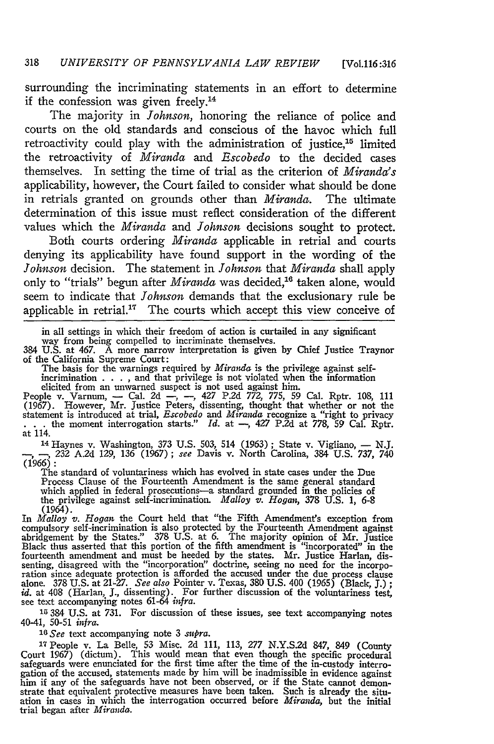surrounding the incriminating statements in an effort to determine if the confession was given freely.[14]

The majority in *Johnson*, honoring the reliance of police and courts on the old standards and conscious of the havoc which full retroactivity could play with the administration of justice,[15] limited the retroactivity of *Miranda* and *Escobedo* to the decided cases themselves. In setting the time of trial as the criterion of *Miranda's* applicability, however, the Court failed to consider what should be done in retrials granted on grounds other than *Miranda*. The ultimate determination of this issue must reflect consideration of the different values which the *Miranda* and *Johnson* decisions sought to protect.

Both courts ordering *Miranda* applicable in retrial and courts denying its applicability have found support in the wording of the *Johnson* decision. The statement in *Johnson* that *Miranda* shall apply only to "trials" begun after *Miranda* was decided,[16] taken alone, would seem to indicate that *Johnson* demands that the exclusionary rule be applicable in retrial.[17] The courts which accept this view conceive of

---

in all settings in which their freedom of action is curtailed in any significant way from being compelled to incriminate themselves.

384 U.S. at 467. A more narrow interpretation is given by Chief Justice Traynor of the California Supreme Court:

> The basis for the warnings required by *Miranda* is the privilege against self-incrimination . . . , and that privilege is not violated when the information elicited from an unwarned suspect is not used against him.

People v. Varnum, — Cal. 2d —, —, 427 P.2d 772, 775, 59 Cal. Rptr. 108, 111 (1967). However, Mr. Justice Peters, dissenting, thought that whether or not the statement is introduced at trial, *Escobedo* and *Miranda* recognize a "right to privacy . . . the moment interrogation starts." *Id.* at —, 427 P.2d at 778, 59 Cal. Rptr. at 114.

[14] Haynes v. Washington, 373 U.S. 503, 514 (1963); State v. Vigliano, — N.J. —, —, 232 A.2d 129, 136 (1967); *see* Davis v. North Carolina, 384 U.S. 737, 740 (1966):

> The standard of voluntariness which has evolved in state cases under the Due Process Clause of the Fourteenth Amendment is the same general standard which applied in federal prosecutions—a standard grounded in the policies of the privilege against self-incrimination. *Malloy v. Hogan*, 378 U.S. 1, 6-8 (1964).

In *Malloy v. Hogan* the Court held that "the Fifth Amendment's exception from compulsory self-incrimination is also protected by the Fourteenth Amendment against abridgement by the States." 378 U.S. at 6. The majority opinion of Mr. Justice Black thus asserted that this portion of the fifth amendment is "incorporated" in the fourteenth amendment and must be heeded by the states. Mr. Justice Harlan, dissenting, disagreed with the "incorporation" doctrine, seeing no need for the incorporation since adequate protection is afforded the accused under the due process clause alone. 378 U.S. at 21-27. *See also* Pointer v. Texas, 380 U.S. 400 (1965) (Black, J.); *id.* at 408 (Harlan, J., dissenting). For further discussion of the voluntariness test, see text accompanying notes 61-64 *infra*.

[15] 384 U.S. at 731. For discussion of these issues, see text accompanying notes 40-41, 50-51 *infra*.

[16] *See* text accompanying note 3 *supra*.

[17] People v. La Belle, 53 Misc. 2d 111, 113, 277 N.Y.S.2d 847, 849 (County Court 1967) (dictum). This would mean that even though the specific procedural safeguards were enunciated for the first time after the time of the in-custody interrogation of the accused, statements made by him will be inadmissible in evidence against him if any of the safeguards have not been observed, or if the State cannot demonstrate that equivalent protective measures have been taken. Such is already the situation in cases in which the interrogation occurred before *Miranda*, but the initial trial began after *Miranda*.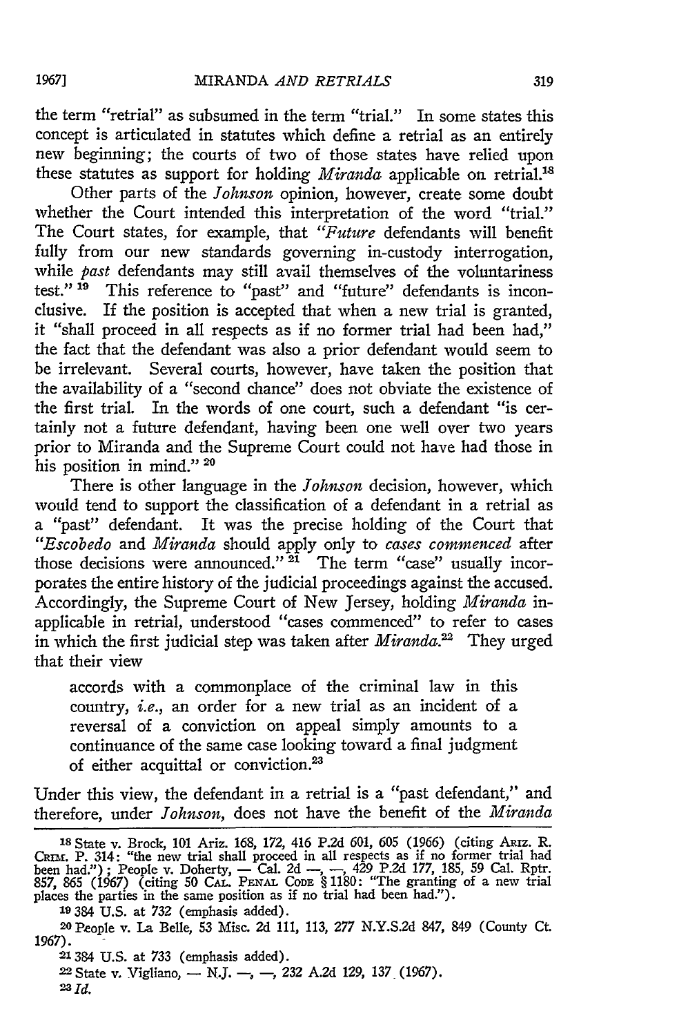the term "retrial" as subsumed in the term "trial." In some states this concept is articulated in statutes which define a retrial as an entirely new beginning; the courts of two of those states have relied upon these statutes as support for holding *Miranda* applicable on retrial.[18]

Other parts of the *Johnson* opinion, however, create some doubt whether the Court intended this interpretation of the word "trial." The Court states, for example, that "*Future* defendants will benefit fully from our new standards governing in-custody interrogation, while *past* defendants may still avail themselves of the voluntariness test." [19] This reference to "past" and "future" defendants is inconclusive. If the position is accepted that when a new trial is granted, it "shall proceed in all respects as if no former trial had been had," the fact that the defendant was also a prior defendant would seem to be irrelevant. Several courts, however, have taken the position that the availability of a "second chance" does not obviate the existence of the first trial. In the words of one court, such a defendant "is certainly not a future defendant, having been one well over two years prior to Miranda and the Supreme Court could not have had those in his position in mind." [20]

There is other language in the *Johnson* decision, however, which would tend to support the classification of a defendant in a retrial as a "past" defendant. It was the precise holding of the Court that "*Escobedo* and *Miranda* should apply only to *cases commenced* after those decisions were announced." [21] The term "case" usually incorporates the entire history of the judicial proceedings against the accused. Accordingly, the Supreme Court of New Jersey, holding *Miranda* inapplicable in retrial, understood "cases commenced" to refer to cases in which the first judicial step was taken after *Miranda*.[22] They urged that their view

> accords with a commonplace of the criminal law in this country, *i.e.*, an order for a new trial as an incident of a reversal of a conviction on appeal simply amounts to a continuance of the same case looking toward a final judgment of either acquittal or conviction.[23]

Under this view, the defendant in a retrial is a "past defendant," and therefore, under *Johnson*, does not have the benefit of the *Miranda*

---

[18] State v. Brock, 101 Ariz. 168, 172, 416 P.2d 601, 605 (1966) (citing ARIZ. R. CRIM. P. 314: "the new trial shall proceed in all respects as if no former trial had been had."); People v. Doherty, — Cal. 2d —, —, 429 P.2d 177, 185, 59 Cal. Rptr. 857, 865 (1967) (citing 50 CAL. PENAL CODE § 1180: "The granting of a new trial places the parties in the same position as if no trial had been had.").

[19] 384 U.S. at 732 (emphasis added).

[20] People v. La Belle, 53 Misc. 2d 111, 113, 277 N.Y.S.2d 847, 849 (County Ct. 1967).

[21] 384 U.S. at 733 (emphasis added).

[22] State v. Vigliano, — N.J. —, —, 232 A.2d 129, 137 (1967).

[23] *Id.*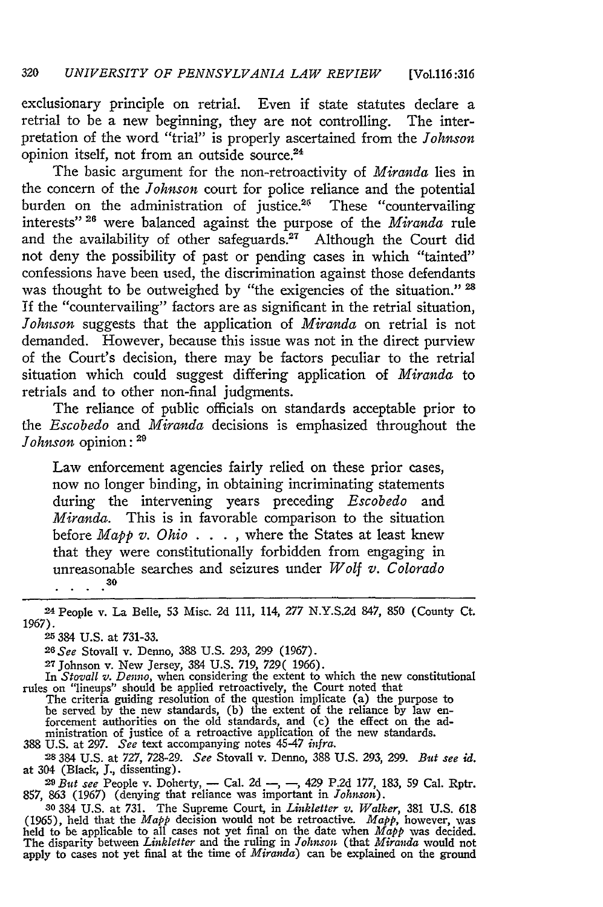exclusionary principle on retrial. Even if state statutes declare a retrial to be a new beginning, they are not controlling. The interpretation of the word "trial" is properly ascertained from the *Johnson* opinion itself, not from an outside source.[24]

The basic argument for the non-retroactivity of *Miranda* lies in the concern of the *Johnson* court for police reliance and the potential burden on the administration of justice.[25] These "countervailing interests"[26] were balanced against the purpose of the *Miranda* rule and the availability of other safeguards.[27] Although the Court did not deny the possibility of past or pending cases in which "tainted" confessions have been used, the discrimination against those defendants was thought to be outweighed by "the exigencies of the situation."[28] If the "countervailing" factors are as significant in the retrial situation, *Johnson* suggests that the application of *Miranda* on retrial is not demanded. However, because this issue was not in the direct purview of the Court's decision, there may be factors peculiar to the retrial situation which could suggest differing application of *Miranda* to retrials and to other non-final judgments.

The reliance of public officials on standards acceptable prior to the *Escobedo* and *Miranda* decisions is emphasized throughout the *Johnson* opinion:[29]

> Law enforcement agencies fairly relied on these prior cases, now no longer binding, in obtaining incriminating statements during the intervening years preceding *Escobedo* and *Miranda*. This is in favorable comparison to the situation before *Mapp v. Ohio* . . . , where the States at least knew that they were constitutionally forbidden from engaging in unreasonable searches and seizures under *Wolf v. Colorado* . . . .[30]

---

[24] People v. La Belle, 53 Misc. 2d 111, 114, 277 N.Y.S.2d 847, 850 (County Ct. 1967).

[25] 384 U.S. at 731-33.

[26] *See* Stovall v. Denno, 388 U.S. 293, 299 (1967).

[27] Johnson v. New Jersey, 384 U.S. 719, 729( 1966).

In *Stovall v. Denno*, when considering the extent to which the new constitutional rules on "lineups" should be applied retroactively, the Court noted that

> The criteria guiding resolution of the question implicate (a) the purpose to be served by the new standards, (b) the extent of the reliance by law enforcement authorities on the old standards, and (c) the effect on the administration of justice of a retroactive application of the new standards.

388 U.S. at 297. *See* text accompanying notes 45-47 *infra*.

[28] 384 U.S. at 727, 728-29. *See* Stovall v. Denno, 388 U.S. 293, 299. *But see id.* at 304 (Black, J., dissenting).

[29] *But see* People v. Doherty, — Cal. 2d —, —, 429 P.2d 177, 183, 59 Cal. Rptr. 857, 863 (1967) (denying that reliance was important in *Johnson*).

[30] 384 U.S. at 731. The Supreme Court, in *Linkletter v. Walker*, 381 U.S. 618 (1965), held that the *Mapp* decision would not be retroactive. *Mapp*, however, was held to be applicable to all cases not yet final on the date when *Mapp* was decided. The disparity between *Linkletter* and the ruling in *Johnson* (that *Miranda* would not apply to cases not yet final at the time of *Miranda*) can be explained on the ground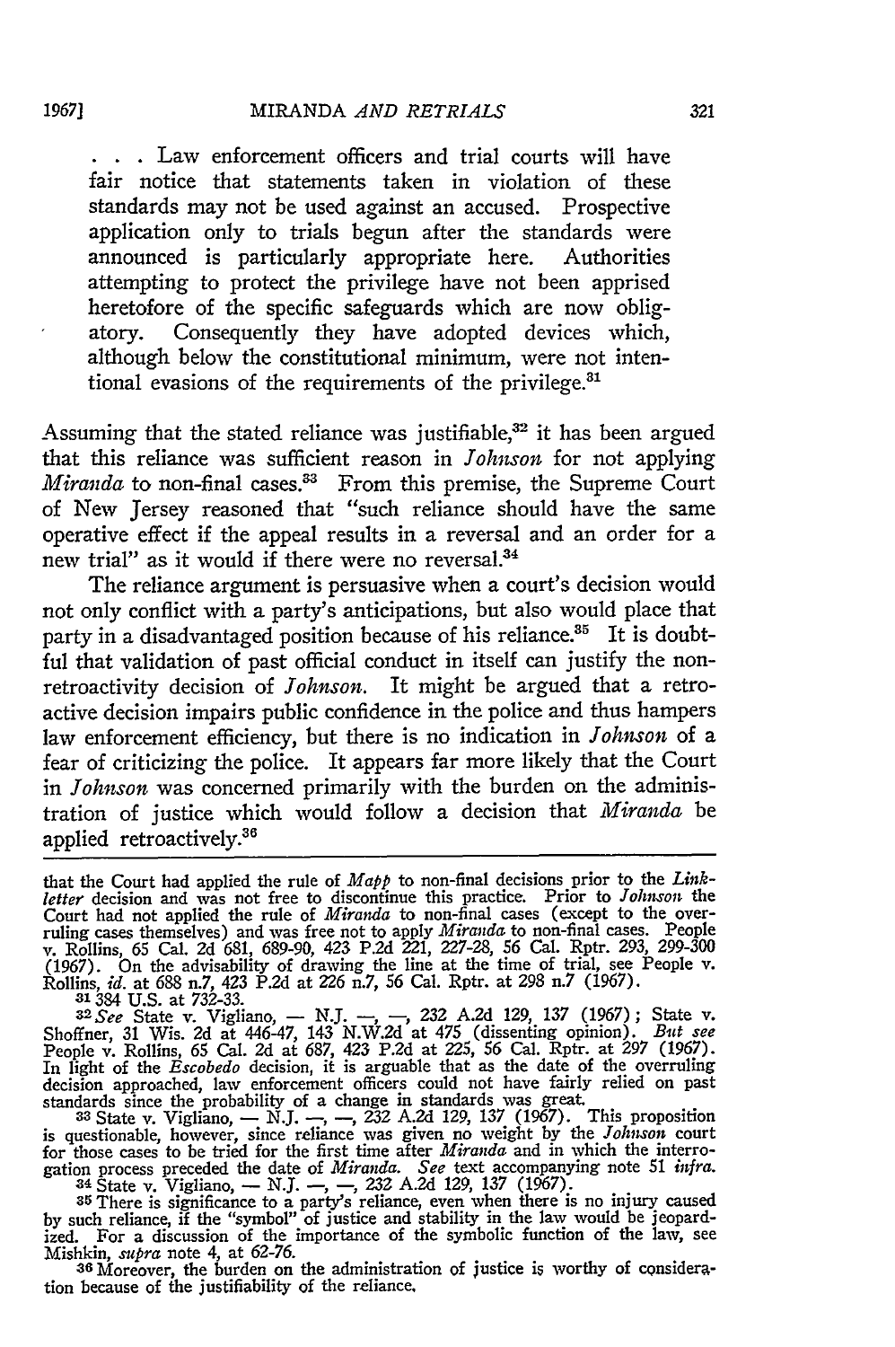> . . . Law enforcement officers and trial courts will have fair notice that statements taken in violation of these standards may not be used against an accused. Prospective application only to trials begun after the standards were announced is particularly appropriate here. Authorities attempting to protect the privilege have not been apprised heretofore of the specific safeguards which are now obligatory. Consequently they have adopted devices which, although below the constitutional minimum, were not intentional evasions of the requirements of the privilege.[31]

Assuming that the stated reliance was justifiable,[32] it has been argued that this reliance was sufficient reason in *Johnson* for not applying *Miranda* to non-final cases.[33] From this premise, the Supreme Court of New Jersey reasoned that "such reliance should have the same operative effect if the appeal results in a reversal and an order for a new trial" as it would if there were no reversal.[34]

The reliance argument is persuasive when a court's decision would not only conflict with a party's anticipations, but also would place that party in a disadvantaged position because of his reliance.[35] It is doubtful that validation of past official conduct in itself can justify the non-retroactivity decision of *Johnson*. It might be argued that a retroactive decision impairs public confidence in the police and thus hampers law enforcement efficiency, but there is no indication in *Johnson* of a fear of criticizing the police. It appears far more likely that the Court in *Johnson* was concerned primarily with the burden on the administration of justice which would follow a decision that *Miranda* be applied retroactively.[36]

---

that the Court had applied the rule of *Mapp* to non-final decisions prior to the *Linkletter* decision and was not free to discontinue this practice. Prior to *Johnson* the Court had not applied the rule of *Miranda* to non-final cases (except to the overruling cases themselves) and was free not to apply *Miranda* to non-final cases. People v. Rollins, 65 Cal. 2d 681, 689-90, 423 P.2d 221, 227-28, 56 Cal. Rptr. 293, 299-300 (1967). On the advisability of drawing the line at the time of trial, see People v. Rollins, *id.* at 688 n.7, 423 P.2d at 226 n.7, 56 Cal. Rptr. at 298 n.7 (1967).

31 384 U.S. at 732-33.

32 *See* State v. Vigliano, — N.J. —, —, 232 A.2d 129, 137 (1967); State v. Shoffner, 31 Wis. 2d at 446-47, 143 N.W.2d at 475 (dissenting opinion). *But see* People v. Rollins, 65 Cal. 2d at 687, 423 P.2d at 225, 56 Cal. Rptr. at 297 (1967). In light of the *Escobedo* decision, it is arguable that as the date of the overruling decision approached, law enforcement officers could not have fairly relied on past standards since the probability of a change in standards was great.

33 State v. Vigliano, — N.J. —, —, 232 A.2d 129, 137 (1967). This proposition is questionable, however, since reliance was given no weight by the *Johnson* court for those cases to be tried for the first time after *Miranda* and in which the interrogation process preceded the date of *Miranda*. *See* text accompanying note 51 *infra*.

34 State v. Vigliano, — N.J. —, —, 232 A.2d 129, 137 (1967).

35 There is significance to a party's reliance, even when there is no injury caused by such reliance, if the "symbol" of justice and stability in the law would be jeopardized. For a discussion of the importance of the symbolic function of the law, see Mishkin, *supra* note 4, at 62-76.

36 Moreover, the burden on the administration of justice is worthy of consideration because of the justifiability of the reliance.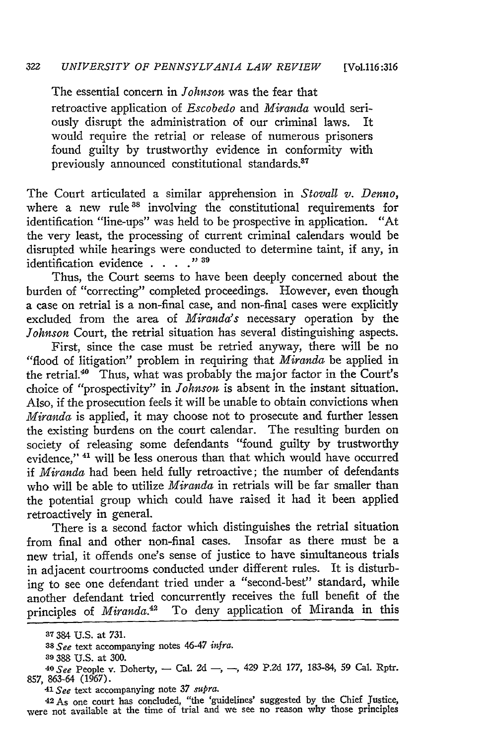The essential concern in *Johnson* was the fear that

> retroactive application of *Escobedo* and *Miranda* would seriously disrupt the administration of our criminal laws. It would require the retrial or release of numerous prisoners found guilty by trustworthy evidence in conformity with previously announced constitutional standards.[37]

The Court articulated a similar apprehension in *Stovall v. Denno*, where a new rule[38] involving the constitutional requirements for identification "line-ups" was held to be prospective in application. "At the very least, the processing of current criminal calendars would be disrupted while hearings were conducted to determine taint, if any, in identification evidence . . . ."[39]

Thus, the Court seems to have been deeply concerned about the burden of "correcting" completed proceedings. However, even though a case on retrial is a non-final case, and non-final cases were explicitly excluded from the area of *Miranda's* necessary operation by the *Johnson* Court, the retrial situation has several distinguishing aspects.

First, since the case must be retried anyway, there will be no "flood of litigation" problem in requiring that *Miranda* be applied in the retrial.[40] Thus, what was probably the major factor in the Court's choice of "prospectivity" in *Johnson* is absent in the instant situation. Also, if the prosecution feels it will be unable to obtain convictions when *Miranda* is applied, it may choose not to prosecute and further lessen the existing burdens on the court calendar. The resulting burden on society of releasing some defendants "found guilty by trustworthy evidence,"[41] will be less onerous than that which would have occurred if *Miranda* had been held fully retroactive; the number of defendants who will be able to utilize *Miranda* in retrials will be far smaller than the potential group which could have raised it had it been applied retroactively in general.

There is a second factor which distinguishes the retrial situation from final and other non-final cases. Insofar as there must be a new trial, it offends one's sense of justice to have simultaneous trials in adjacent courtrooms conducted under different rules. It is disturbing to see one defendant tried under a "second-best" standard, while another defendant tried concurrently receives the full benefit of the principles of *Miranda*.[42] To deny application of Miranda in this

---

37 384 U.S. at 731.

38 *See* text accompanying notes 46-47 *infra*.

39 388 U.S. at 300.

40 *See* People v. Doherty, — Cal. 2d —, —, 429 P.2d 177, 183-84, 59 Cal. Rptr. 857, 863-64 (1967).

41 *See* text accompanying note 37 *supra*.

42 As one court has concluded, "the 'guidelines' suggested by the Chief Justice, were not available at the time of trial and we see no reason why those principles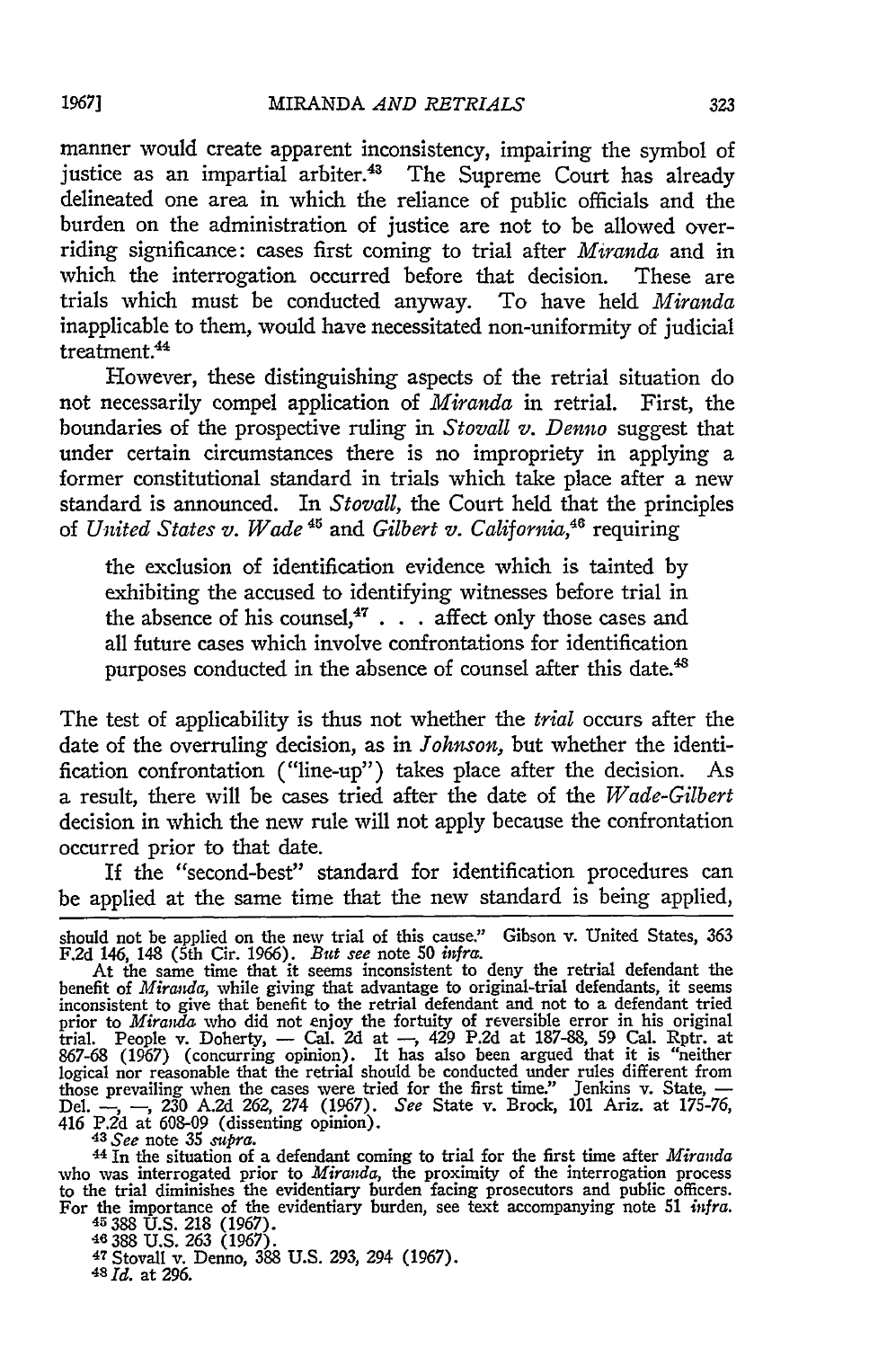manner would create apparent inconsistency, impairing the symbol of justice as an impartial arbiter.[43] The Supreme Court has already delineated one area in which the reliance of public officials and the burden on the administration of justice are not to be allowed overriding significance: cases first coming to trial after *Miranda* and in which the interrogation occurred before that decision. These are trials which must be conducted anyway. To have held *Miranda* inapplicable to them, would have necessitated non-uniformity of judicial treatment.[44]

However, these distinguishing aspects of the retrial situation do not necessarily compel application of *Miranda* in retrial. First, the boundaries of the prospective ruling in *Stovall v. Denno* suggest that under certain circumstances there is no impropriety in applying a former constitutional standard in trials which take place after a new standard is announced. In *Stovall*, the Court held that the principles of *United States v. Wade*[45] and *Gilbert v. California*,[46] requiring

> the exclusion of identification evidence which is tainted by exhibiting the accused to identifying witnesses before trial in the absence of his counsel,[47] . . . affect only those cases and all future cases which involve confrontations for identification purposes conducted in the absence of counsel after this date.[48]

The test of applicability is thus not whether the *trial* occurs after the date of the overruling decision, as in *Johnson*, but whether the identification confrontation ("line-up") takes place after the decision. As a result, there will be cases tried after the date of the *Wade-Gilbert* decision in which the new rule will not apply because the confrontation occurred prior to that date.

If the "second-best" standard for identification procedures can be applied at the same time that the new standard is being applied,

---

should not be applied on the new trial of this cause." Gibson v. United States, 363 F.2d 146, 148 (5th Cir. 1966). *But see* note 50 *infra*.

At the same time that it seems inconsistent to deny the retrial defendant the benefit of *Miranda*, while giving that advantage to original-trial defendants, it seems inconsistent to give that benefit to the retrial defendant and not to a defendant tried prior to *Miranda* who did not enjoy the fortuity of reversible error in his original trial. People v. Doherty, — Cal. 2d at —, 429 P.2d at 187-88, 59 Cal. Rptr. at 867-68 (1967) (concurring opinion). It has also been argued that it is "neither logical nor reasonable that the retrial should be conducted under rules different from those prevailing when the cases were tried for the first time." Jenkins v. State, — Del. —, —, 230 A.2d 262, 274 (1967). *See* State v. Brock, 101 Ariz. at 175-76, 416 P.2d at 608-09 (dissenting opinion).

[43] *See* note 35 *supra*.

[44] In the situation of a defendant coming to trial for the first time after *Miranda* who was interrogated prior to *Miranda*, the proximity of the interrogation process to the trial diminishes the evidentiary burden facing prosecutors and public officers. For the importance of the evidentiary burden, see text accompanying note 51 *infra*.

[45] 388 U.S. 218 (1967).

[46] 388 U.S. 263 (1967).

[47] Stovall v. Denno, 388 U.S. 293, 294 (1967).

[48] *Id.* at 296.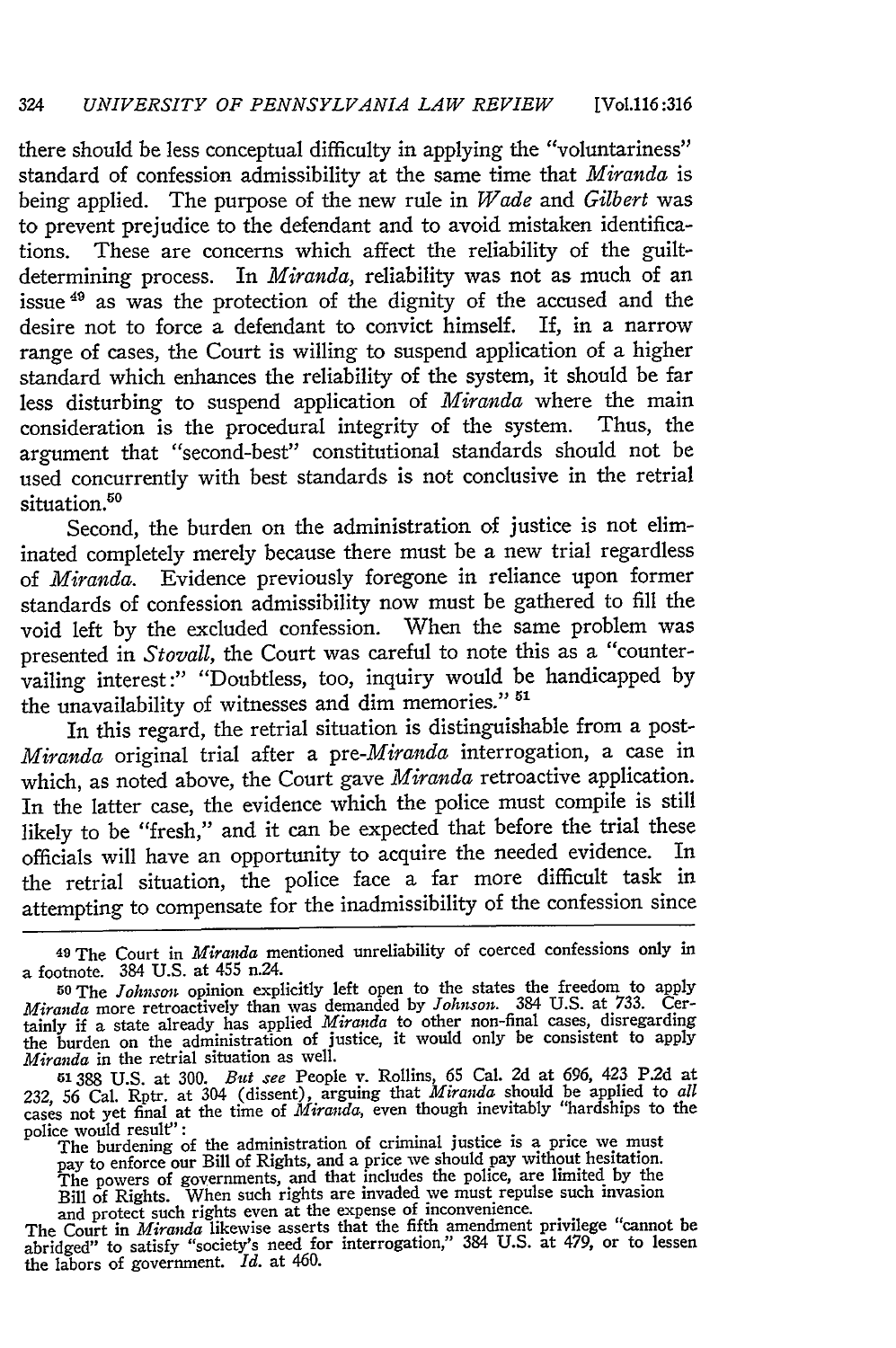there should be less conceptual difficulty in applying the "voluntariness" standard of confession admissibility at the same time that *Miranda* is being applied. The purpose of the new rule in *Wade* and *Gilbert* was to prevent prejudice to the defendant and to avoid mistaken identifications. These are concerns which affect the reliability of the guilt-determining process. In *Miranda*, reliability was not as much of an issue [49] as was the protection of the dignity of the accused and the desire not to force a defendant to convict himself. If, in a narrow range of cases, the Court is willing to suspend application of a higher standard which enhances the reliability of the system, it should be far less disturbing to suspend application of *Miranda* where the main consideration is the procedural integrity of the system. Thus, the argument that "second-best" constitutional standards should not be used concurrently with best standards is not conclusive in the retrial situation.[50]

Second, the burden on the administration of justice is not eliminated completely merely because there must be a new trial regardless of *Miranda*. Evidence previously foregone in reliance upon former standards of confession admissibility now must be gathered to fill the void left by the excluded confession. When the same problem was presented in *Stovall*, the Court was careful to note this as a "countervailing interest:" "Doubtless, too, inquiry would be handicapped by the unavailability of witnesses and dim memories." [51]

In this regard, the retrial situation is distinguishable from a post-*Miranda* original trial after a pre-*Miranda* interrogation, a case in which, as noted above, the Court gave *Miranda* retroactive application. In the latter case, the evidence which the police must compile is still likely to be "fresh," and it can be expected that before the trial these officials will have an opportunity to acquire the needed evidence. In the retrial situation, the police face a far more difficult task in attempting to compensate for the inadmissibility of the confession since

---

[49] The Court in *Miranda* mentioned unreliability of coerced confessions only in a footnote. 384 U.S. at 455 n.24.

[50] The *Johnson* opinion explicitly left open to the states the freedom to apply *Miranda* more retroactively than was demanded by *Johnson*. 384 U.S. at 733. Certainly if a state already has applied *Miranda* to other non-final cases, disregarding the burden on the administration of justice, it would only be consistent to apply *Miranda* in the retrial situation as well.

[51] 388 U.S. at 300. *But see* People v. Rollins, 65 Cal. 2d at 696, 423 P.2d at 232, 56 Cal. Rptr. at 304 (dissent), arguing that *Miranda* should be applied to *all* cases not yet final at the time of *Miranda*, even though inevitably "hardships to the police would result":

> The burdening of the administration of criminal justice is a price we must pay to enforce our Bill of Rights, and a price we should pay without hesitation. The powers of governments, and that includes the police, are limited by the Bill of Rights. When such rights are invaded we must repulse such invasion and protect such rights even at the expense of inconvenience.

The Court in *Miranda* likewise asserts that the fifth amendment privilege "cannot be abridged" to satisfy "society's need for interrogation," 384 U.S. at 479, or to lessen the labors of government. *Id.* at 460.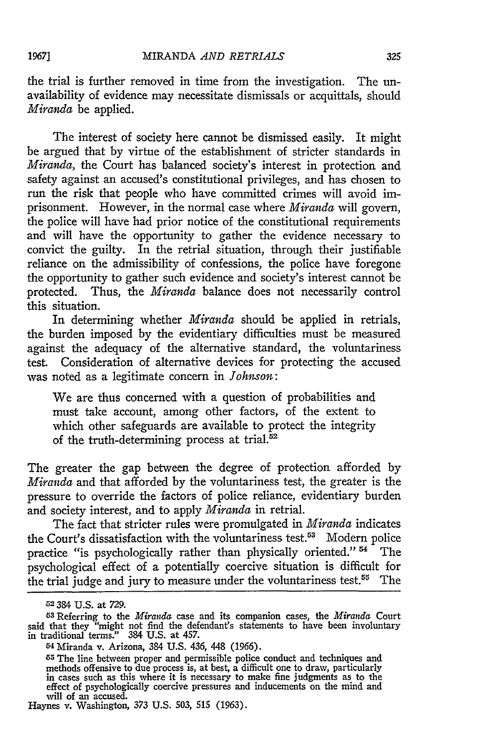the trial is further removed in time from the investigation. The unavailability of evidence may necessitate dismissals or acquittals, should *Miranda* be applied.

The interest of society here cannot be dismissed easily. It might be argued that by virtue of the establishment of stricter standards in *Miranda*, the Court has balanced society's interest in protection and safety against an accused's constitutional privileges, and has chosen to run the risk that people who have committed crimes will avoid imprisonment. However, in the normal case where *Miranda* will govern, the police will have had prior notice of the constitutional requirements and will have the opportunity to gather the evidence necessary to convict the guilty. In the retrial situation, through their justifiable reliance on the admissibility of confessions, the police have foregone the opportunity to gather such evidence and society's interest cannot be protected. Thus, the *Miranda* balance does not necessarily control this situation.

In determining whether *Miranda* should be applied in retrials, the burden imposed by the evidentiary difficulties must be measured against the adequacy of the alternative standard, the voluntariness test. Consideration of alternative devices for protecting the accused was noted as a legitimate concern in *Johnson*:

> We are thus concerned with a question of probabilities and must take account, among other factors, of the extent to which other safeguards are available to protect the integrity of the truth-determining process at trial.[52]

The greater the gap between the degree of protection afforded by *Miranda* and that afforded by the voluntariness test, the greater is the pressure to override the factors of police reliance, evidentiary burden and society interest, and to apply *Miranda* in retrial.

The fact that stricter rules were promulgated in *Miranda* indicates the Court's dissatisfaction with the voluntariness test.[53] Modern police practice "is psychologically rather than physically oriented."[54] The psychological effect of a potentially coercive situation is difficult for the trial judge and jury to measure under the voluntariness test.[55] The

---

[52] 384 U.S. at 729.

[53] Referring to the *Miranda* case and its companion cases, the *Miranda* Court said that they "might not find the defendant's statements to have been involuntary in traditional terms." 384 U.S. at 457.

[54] Miranda v. Arizona, 384 U.S. 436, 448 (1966).

[55] The line between proper and permissible police conduct and techniques and methods offensive to due process is, at best, a difficult one to draw, particularly in cases such as this where it is necessary to make fine judgments as to the effect of psychologically coercive pressures and inducements on the mind and will of an accused.

Haynes v. Washington, 373 U.S. 503, 515 (1963).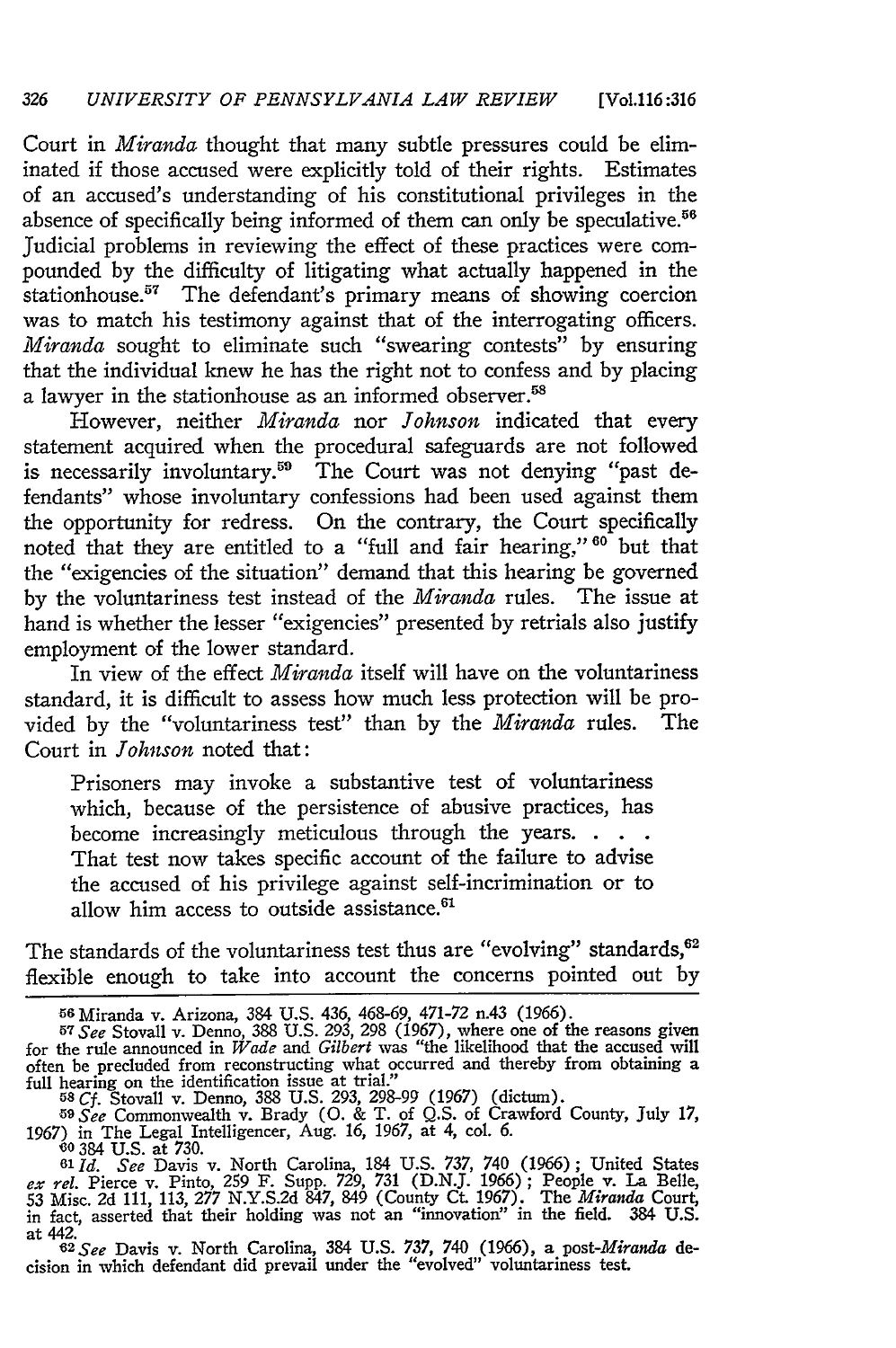Court in *Miranda* thought that many subtle pressures could be eliminated if those accused were explicitly told of their rights. Estimates of an accused's understanding of his constitutional privileges in the absence of specifically being informed of them can only be speculative.[56] Judicial problems in reviewing the effect of these practices were compounded by the difficulty of litigating what actually happened in the stationhouse.[57] The defendant's primary means of showing coercion was to match his testimony against that of the interrogating officers. *Miranda* sought to eliminate such "swearing contests" by ensuring that the individual knew he has the right not to confess and by placing a lawyer in the stationhouse as an informed observer.[58]

However, neither *Miranda* nor *Johnson* indicated that every statement acquired when the procedural safeguards are not followed is necessarily involuntary.[59] The Court was not denying "past defendants" whose involuntary confessions had been used against them the opportunity for redress. On the contrary, the Court specifically noted that they are entitled to a "full and fair hearing,"[60] but that the "exigencies of the situation" demand that this hearing be governed by the voluntariness test instead of the *Miranda* rules. The issue at hand is whether the lesser "exigencies" presented by retrials also justify employment of the lower standard.

In view of the effect *Miranda* itself will have on the voluntariness standard, it is difficult to assess how much less protection will be provided by the "voluntariness test" than by the *Miranda* rules. The Court in *Johnson* noted that:

> Prisoners may invoke a substantive test of voluntariness which, because of the persistence of abusive practices, has become increasingly meticulous through the years. . . . That test now takes specific account of the failure to advise the accused of his privilege against self-incrimination or to allow him access to outside assistance.[61]

The standards of the voluntariness test thus are "evolving" standards,[62] flexible enough to take into account the concerns pointed out by

---

[56] Miranda v. Arizona, 384 U.S. 436, 468-69, 471-72 n.43 (1966).

[57] *See* Stovall v. Denno, 388 U.S. 293, 298 (1967), where one of the reasons given for the rule announced in *Wade* and *Gilbert* was "the likelihood that the accused will often be precluded from reconstructing what occurred and thereby from obtaining a full hearing on the identification issue at trial."

[58] *Cf.* Stovall v. Denno, 388 U.S. 293, 298-99 (1967) (dictum).

[59] *See* Commonwealth v. Brady (O. & T. of Q.S. of Crawford County, July 17, 1967) in The Legal Intelligencer, Aug. 16, 1967, at 4, col. 6.

[60] 384 U.S. at 730.

[61] *Id. See* Davis v. North Carolina, 184 U.S. 737, 740 (1966); United States *ex rel.* Pierce v. Pinto, 259 F. Supp. 729, 731 (D.N.J. 1966); People v. La Belle, 53 Misc. 2d 111, 113, 277 N.Y.S.2d 847, 849 (County Ct. 1967). The *Miranda* Court, in fact, asserted that their holding was not an "innovation" in the field. 384 U.S. at 442.

[62] *See* Davis v. North Carolina, 384 U.S. 737, 740 (1966), a *post-Miranda* decision in which defendant did prevail under the "evolved" voluntariness test.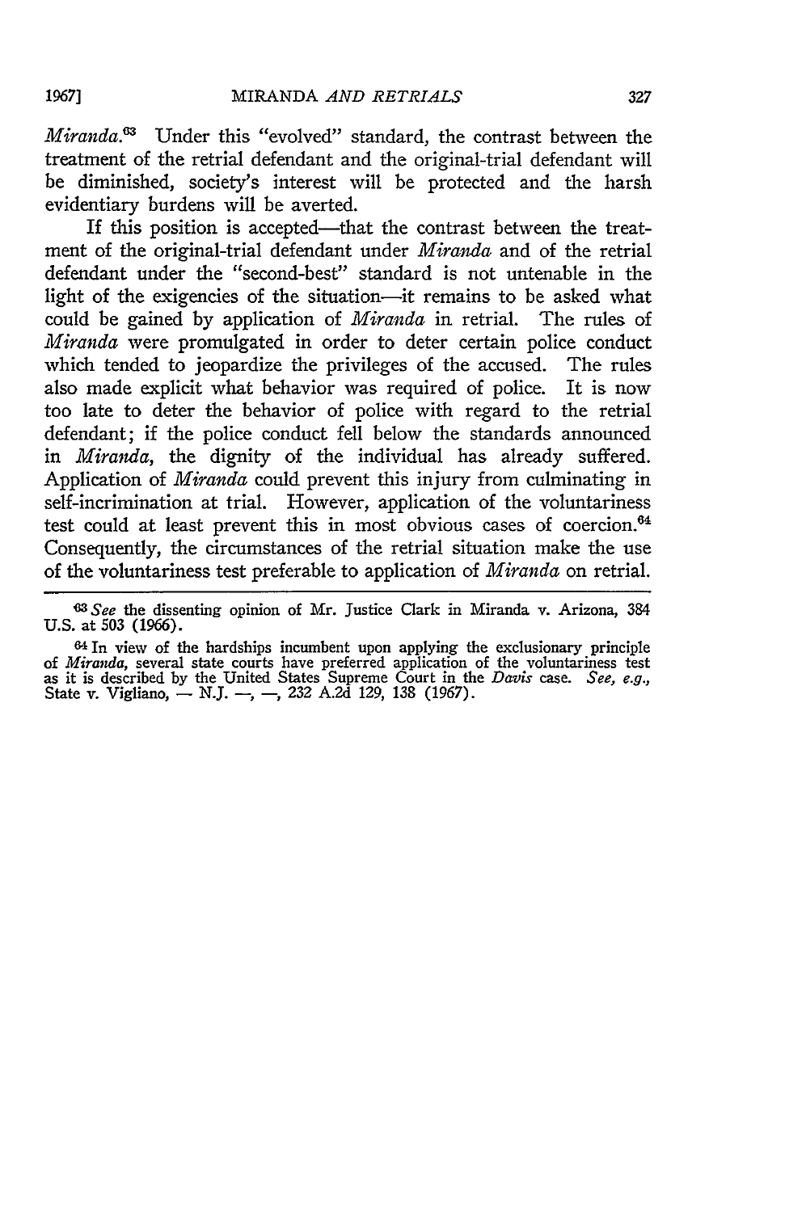*Miranda.*[63] Under this "evolved" standard, the contrast between the treatment of the retrial defendant and the original-trial defendant will be diminished, society's interest will be protected and the harsh evidentiary burdens will be averted.

If this position is accepted—that the contrast between the treatment of the original-trial defendant under *Miranda* and of the retrial defendant under the "second-best" standard is not untenable in the light of the exigencies of the situation—it remains to be asked what could be gained by application of *Miranda* in retrial. The rules of *Miranda* were promulgated in order to deter certain police conduct which tended to jeopardize the privileges of the accused. The rules also made explicit what behavior was required of police. It is now too late to deter the behavior of police with regard to the retrial defendant; if the police conduct fell below the standards announced in *Miranda*, the dignity of the individual has already suffered. Application of *Miranda* could prevent this injury from culminating in self-incrimination at trial. However, application of the voluntariness test could at least prevent this in most obvious cases of coercion.[64] Consequently, the circumstances of the retrial situation make the use of the voluntariness test preferable to application of *Miranda* on retrial.

---

[63] *See* the dissenting opinion of Mr. Justice Clark in Miranda v. Arizona, 384 U.S. at 503 (1966).

[64] In view of the hardships incumbent upon applying the exclusionary principle of *Miranda*, several state courts have preferred application of the voluntariness test as it is described by the United States Supreme Court in the *Davis* case. *See, e.g.,* State v. Vigliano, — N.J. —, —, 232 A.2d 129, 138 (1967).